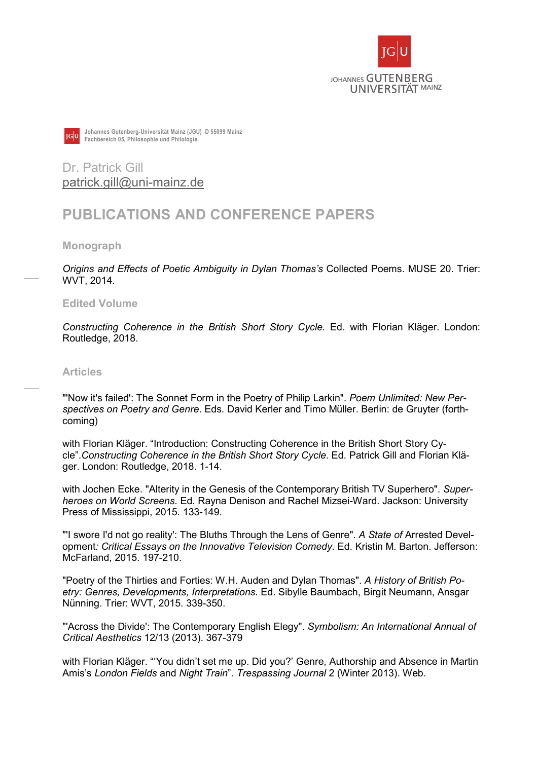JOHANNES GUTENBERG UNIVERSITÄT MAINZ

Johannes Gutenberg-Universität Mainz (JGU) D 55099 Mainz
Fachbereich 05, Philosophie und Philologie

Dr. Patrick Gill
patrick.gill@uni-mainz.de

# PUBLICATIONS AND CONFERENCE PAPERS

### Monograph

*Origins and Effects of Poetic Ambiguity in Dylan Thomas's* Collected Poems. MUSE 20. Trier: WVT, 2014.

### Edited Volume

*Constructing Coherence in the British Short Story Cycle.* Ed. with Florian Kläger. London: Routledge, 2018.

### Articles

"'Now it's failed': The Sonnet Form in the Poetry of Philip Larkin". *Poem Unlimited: New Perspectives on Poetry and Genre*. Eds. David Kerler and Timo Müller. Berlin: de Gruyter (forthcoming)

with Florian Kläger. "Introduction: Constructing Coherence in the British Short Story Cycle".*Constructing Coherence in the British Short Story Cycle*. Ed. Patrick Gill and Florian Kläger. London: Routledge, 2018. 1-14.

with Jochen Ecke. "Alterity in the Genesis of the Contemporary British TV Superhero". *Superheroes on World Screens*. Ed. Rayna Denison and Rachel Mizsei-Ward. Jackson: University Press of Mississippi, 2015. 133-149.

"'I swore I'd not go reality': The Bluths Through the Lens of Genre". *A State of* Arrested Development*: Critical Essays on the Innovative Television Comedy*. Ed. Kristin M. Barton. Jefferson: McFarland, 2015. 197-210.

"Poetry of the Thirties and Forties: W.H. Auden and Dylan Thomas". *A History of British Poetry: Genres, Developments, Interpretations*. Ed. Sibylle Baumbach, Birgit Neumann, Ansgar Nünning. Trier: WVT, 2015. 339-350.

"'Across the Divide': The Contemporary English Elegy". *Symbolism: An International Annual of Critical Aesthetics* 12/13 (2013). 367-379

with Florian Kläger. "'You didn't set me up. Did you?' Genre, Authorship and Absence in Martin Amis's *London Fields* and *Night Train*". *Trespassing Journal* 2 (Winter 2013). Web.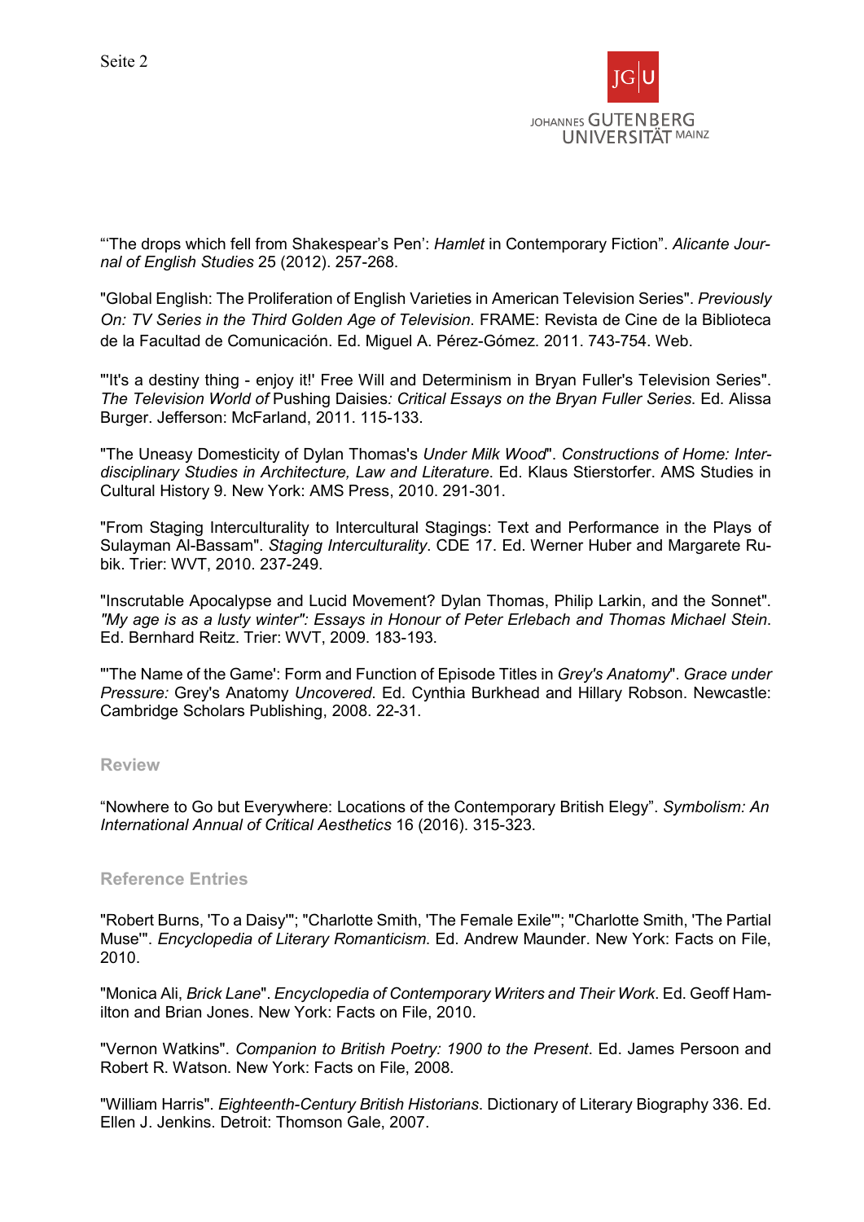"'The drops which fell from Shakespear's Pen': *Hamlet* in Contemporary Fiction". *Alicante Journal of English Studies* 25 (2012). 257-268.

"Global English: The Proliferation of English Varieties in American Television Series". *Previously On: TV Series in the Third Golden Age of Television*. FRAME: Revista de Cine de la Biblioteca de la Facultad de Comunicación. Ed. Miguel A. Pérez-Gómez. 2011. 743-754. Web.

"'It's a destiny thing - enjoy it!' Free Will and Determinism in Bryan Fuller's Television Series". *The Television World of* Pushing Daisies*: Critical Essays on the Bryan Fuller Series*. Ed. Alissa Burger. Jefferson: McFarland, 2011. 115-133.

"The Uneasy Domesticity of Dylan Thomas's *Under Milk Wood*". *Constructions of Home: Interdisciplinary Studies in Architecture, Law and Literature*. Ed. Klaus Stierstorfer. AMS Studies in Cultural History 9. New York: AMS Press, 2010. 291-301.

"From Staging Interculturality to Intercultural Stagings: Text and Performance in the Plays of Sulayman Al-Bassam". *Staging Interculturality*. CDE 17. Ed. Werner Huber and Margarete Rubik. Trier: WVT, 2010. 237-249.

"Inscrutable Apocalypse and Lucid Movement? Dylan Thomas, Philip Larkin, and the Sonnet". *"My age is as a lusty winter": Essays in Honour of Peter Erlebach and Thomas Michael Stein*. Ed. Bernhard Reitz. Trier: WVT, 2009. 183-193.

"'The Name of the Game': Form and Function of Episode Titles in *Grey's Anatomy*". *Grace under Pressure:* Grey's Anatomy *Uncovered*. Ed. Cynthia Burkhead and Hillary Robson. Newcastle: Cambridge Scholars Publishing, 2008. 22-31.

### Review

"Nowhere to Go but Everywhere: Locations of the Contemporary British Elegy". *Symbolism: An International Annual of Critical Aesthetics* 16 (2016). 315-323.

### Reference Entries

"Robert Burns, 'To a Daisy'"; "Charlotte Smith, 'The Female Exile'"; "Charlotte Smith, 'The Partial Muse'". *Encyclopedia of Literary Romanticism*. Ed. Andrew Maunder. New York: Facts on File, 2010.

"Monica Ali, *Brick Lane*". *Encyclopedia of Contemporary Writers and Their Work*. Ed. Geoff Hamilton and Brian Jones. New York: Facts on File, 2010.

"Vernon Watkins". *Companion to British Poetry: 1900 to the Present*. Ed. James Persoon and Robert R. Watson. New York: Facts on File, 2008.

"William Harris". *Eighteenth-Century British Historians*. Dictionary of Literary Biography 336. Ed. Ellen J. Jenkins. Detroit: Thomson Gale, 2007.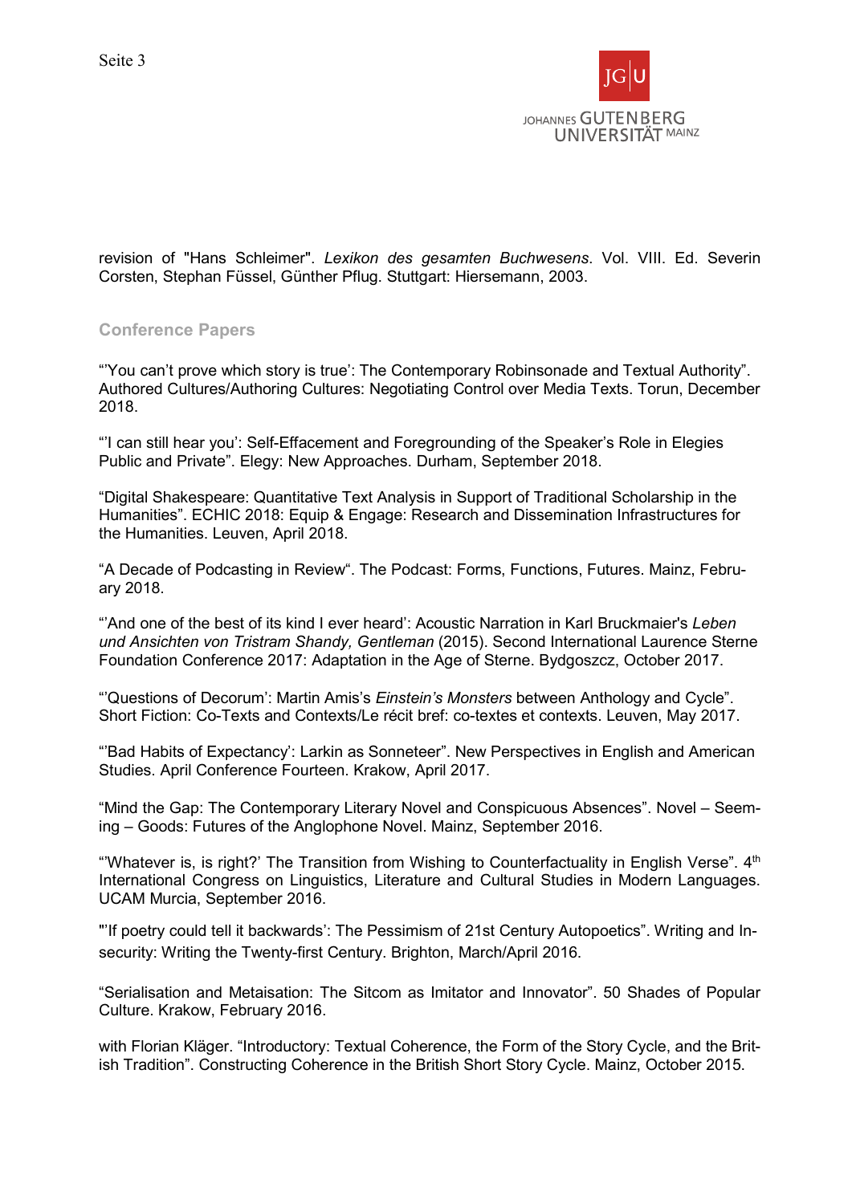revision of "Hans Schleimer". *Lexikon des gesamten Buchwesens*. Vol. VIII. Ed. Severin Corsten, Stephan Füssel, Günther Pflug. Stuttgart: Hiersemann, 2003.

## Conference Papers

"'You can't prove which story is true': The Contemporary Robinsonade and Textual Authority". Authored Cultures/Authoring Cultures: Negotiating Control over Media Texts. Torun, December 2018.

"'I can still hear you': Self-Effacement and Foregrounding of the Speaker's Role in Elegies Public and Private". Elegy: New Approaches. Durham, September 2018.

"Digital Shakespeare: Quantitative Text Analysis in Support of Traditional Scholarship in the Humanities". ECHIC 2018: Equip & Engage: Research and Dissemination Infrastructures for the Humanities. Leuven, April 2018.

"A Decade of Podcasting in Review". The Podcast: Forms, Functions, Futures. Mainz, February 2018.

"'And one of the best of its kind I ever heard': Acoustic Narration in Karl Bruckmaier's *Leben und Ansichten von Tristram Shandy, Gentleman* (2015). Second International Laurence Sterne Foundation Conference 2017: Adaptation in the Age of Sterne. Bydgoszcz, October 2017.

"'Questions of Decorum': Martin Amis's *Einstein's Monsters* between Anthology and Cycle". Short Fiction: Co-Texts and Contexts/Le récit bref: co-textes et contexts. Leuven, May 2017.

"'Bad Habits of Expectancy': Larkin as Sonneteer". New Perspectives in English and American Studies. April Conference Fourteen. Krakow, April 2017.

"Mind the Gap: The Contemporary Literary Novel and Conspicuous Absences". Novel – Seeming – Goods: Futures of the Anglophone Novel. Mainz, September 2016.

"'Whatever is, is right?' The Transition from Wishing to Counterfactuality in English Verse". 4th International Congress on Linguistics, Literature and Cultural Studies in Modern Languages. UCAM Murcia, September 2016.

"'If poetry could tell it backwards': The Pessimism of 21st Century Autopoetics". Writing and Insecurity: Writing the Twenty-first Century. Brighton, March/April 2016.

"Serialisation and Metaisation: The Sitcom as Imitator and Innovator". 50 Shades of Popular Culture. Krakow, February 2016.

with Florian Kläger. "Introductory: Textual Coherence, the Form of the Story Cycle, and the British Tradition". Constructing Coherence in the British Short Story Cycle. Mainz, October 2015.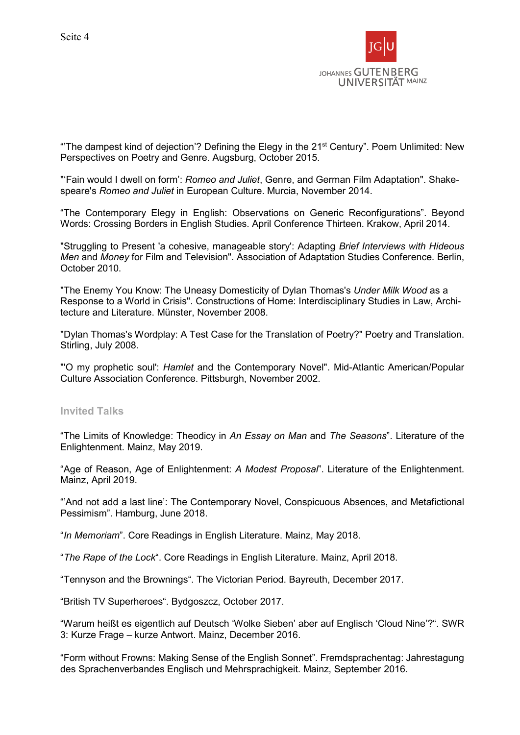"'The dampest kind of dejection'? Defining the Elegy in the 21st Century". Poem Unlimited: New Perspectives on Poetry and Genre. Augsburg, October 2015.

"'Fain would I dwell on form': *Romeo and Juliet*, Genre, and German Film Adaptation". Shakespeare's *Romeo and Juliet* in European Culture. Murcia, November 2014.

"The Contemporary Elegy in English: Observations on Generic Reconfigurations". Beyond Words: Crossing Borders in English Studies. April Conference Thirteen. Krakow, April 2014.

"Struggling to Present 'a cohesive, manageable story': Adapting *Brief Interviews with Hideous Men* and *Money* for Film and Television". Association of Adaptation Studies Conference. Berlin, October 2010.

"The Enemy You Know: The Uneasy Domesticity of Dylan Thomas's *Under Milk Wood* as a Response to a World in Crisis". Constructions of Home: Interdisciplinary Studies in Law, Architecture and Literature. Münster, November 2008.

"Dylan Thomas's Wordplay: A Test Case for the Translation of Poetry?" Poetry and Translation. Stirling, July 2008.

"'O my prophetic soul': *Hamlet* and the Contemporary Novel". Mid-Atlantic American/Popular Culture Association Conference. Pittsburgh, November 2002.

### Invited Talks

"The Limits of Knowledge: Theodicy in *An Essay on Man* and *The Seasons*". Literature of the Enlightenment. Mainz, May 2019.

"Age of Reason, Age of Enlightenment: *A Modest Proposal*". Literature of the Enlightenment. Mainz, April 2019.

"'And not add a last line': The Contemporary Novel, Conspicuous Absences, and Metafictional Pessimism". Hamburg, June 2018.

"*In Memoriam*". Core Readings in English Literature. Mainz, May 2018.

"*The Rape of the Lock*". Core Readings in English Literature. Mainz, April 2018.

"Tennyson and the Brownings". The Victorian Period. Bayreuth, December 2017.

"British TV Superheroes". Bydgoszcz, October 2017.

"Warum heißt es eigentlich auf Deutsch 'Wolke Sieben' aber auf Englisch 'Cloud Nine'?". SWR 3: Kurze Frage – kurze Antwort. Mainz, December 2016.

"Form without Frowns: Making Sense of the English Sonnet". Fremdsprachentag: Jahrestagung des Sprachenverbandes Englisch und Mehrsprachigkeit. Mainz, September 2016.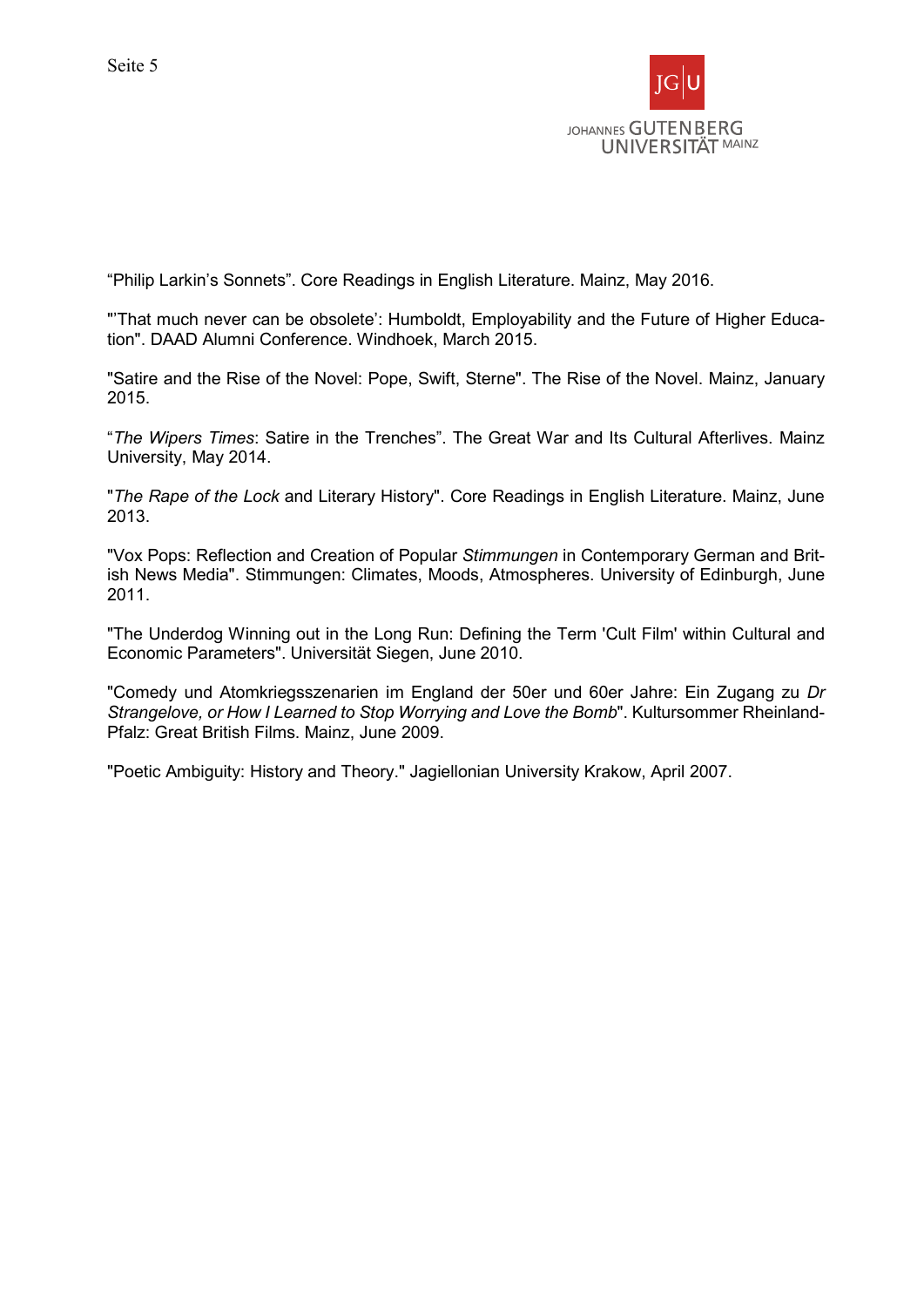“Philip Larkin’s Sonnets”. Core Readings in English Literature. Mainz, May 2016.

"’That much never can be obsolete’: Humboldt, Employability and the Future of Higher Education". DAAD Alumni Conference. Windhoek, March 2015.

"Satire and the Rise of the Novel: Pope, Swift, Sterne". The Rise of the Novel. Mainz, January 2015.

“*The Wipers Times*: Satire in the Trenches”. The Great War and Its Cultural Afterlives. Mainz University, May 2014.

"*The Rape of the Lock* and Literary History". Core Readings in English Literature. Mainz, June 2013.

"Vox Pops: Reflection and Creation of Popular *Stimmungen* in Contemporary German and British News Media". Stimmungen: Climates, Moods, Atmospheres. University of Edinburgh, June 2011.

"The Underdog Winning out in the Long Run: Defining the Term 'Cult Film' within Cultural and Economic Parameters". Universität Siegen, June 2010.

"Comedy und Atomkriegsszenarien im England der 50er und 60er Jahre: Ein Zugang zu *Dr Strangelove, or How I Learned to Stop Worrying and Love the Bomb*". Kultursommer Rheinland-Pfalz: Great British Films. Mainz, June 2009.

"Poetic Ambiguity: History and Theory." Jagiellonian University Krakow, April 2007.